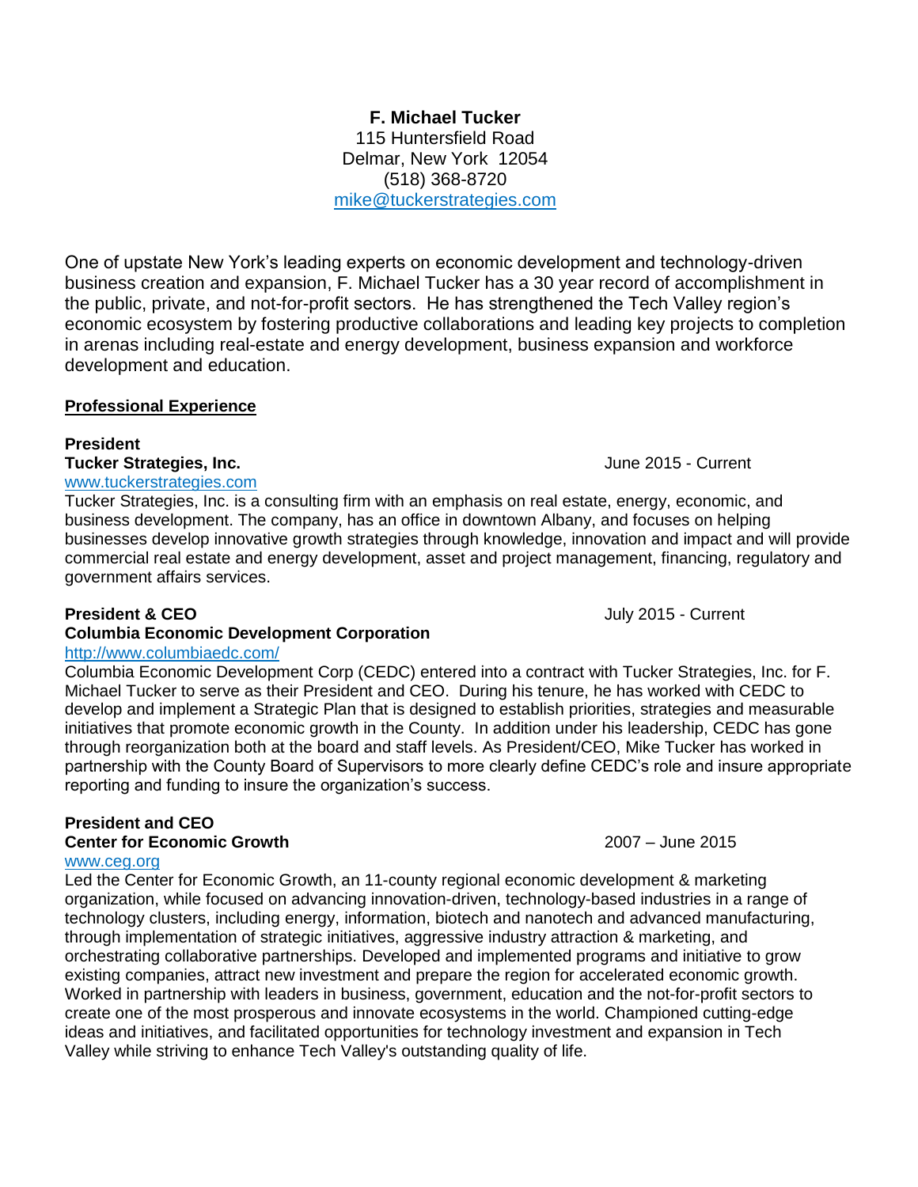**F. Michael Tucker**
115 Huntersfield Road
Delmar, New York 12054
(518) 368-8720
mike@tuckerstrategies.com

One of upstate New York's leading experts on economic development and technology-driven business creation and expansion, F. Michael Tucker has a 30 year record of accomplishment in the public, private, and not-for-profit sectors. He has strengthened the Tech Valley region's economic ecosystem by fostering productive collaborations and leading key projects to completion in arenas including real-estate and energy development, business expansion and workforce development and education.

## Professional Experience

**President**
**Tucker Strategies, Inc.** June 2015 - Current
www.tuckerstrategies.com
Tucker Strategies, Inc. is a consulting firm with an emphasis on real estate, energy, economic, and business development. The company, has an office in downtown Albany, and focuses on helping businesses develop innovative growth strategies through knowledge, innovation and impact and will provide commercial real estate and energy development, asset and project management, financing, regulatory and government affairs services.

**President & CEO** July 2015 - Current
**Columbia Economic Development Corporation**
http://www.columbiaedc.com/
Columbia Economic Development Corp (CEDC) entered into a contract with Tucker Strategies, Inc. for F. Michael Tucker to serve as their President and CEO. During his tenure, he has worked with CEDC to develop and implement a Strategic Plan that is designed to establish priorities, strategies and measurable initiatives that promote economic growth in the County. In addition under his leadership, CEDC has gone through reorganization both at the board and staff levels. As President/CEO, Mike Tucker has worked in partnership with the County Board of Supervisors to more clearly define CEDC's role and insure appropriate reporting and funding to insure the organization's success.

**President and CEO**
**Center for Economic Growth** 2007 – June 2015
www.ceg.org
Led the Center for Economic Growth, an 11-county regional economic development & marketing organization, while focused on advancing innovation-driven, technology-based industries in a range of technology clusters, including energy, information, biotech and nanotech and advanced manufacturing, through implementation of strategic initiatives, aggressive industry attraction & marketing, and orchestrating collaborative partnerships. Developed and implemented programs and initiative to grow existing companies, attract new investment and prepare the region for accelerated economic growth. Worked in partnership with leaders in business, government, education and the not-for-profit sectors to create one of the most prosperous and innovate ecosystems in the world. Championed cutting-edge ideas and initiatives, and facilitated opportunities for technology investment and expansion in Tech Valley while striving to enhance Tech Valley's outstanding quality of life.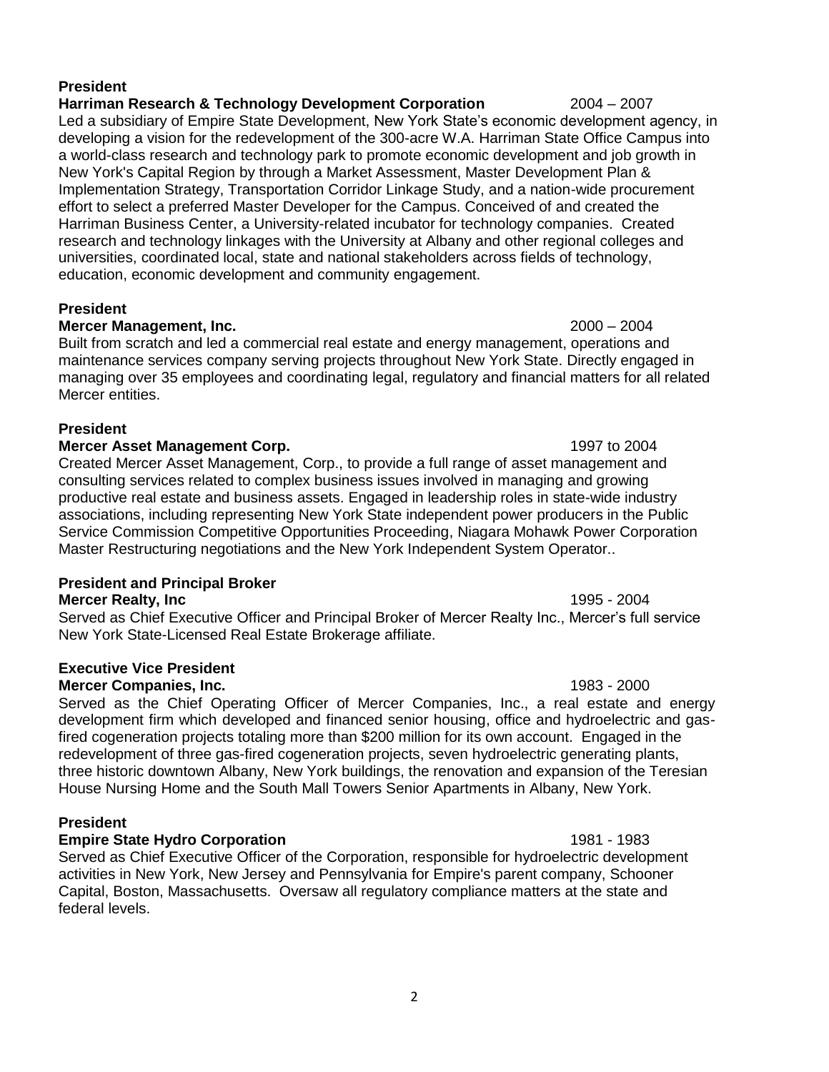**President**
**Harriman Research & Technology Development Corporation** 2004 – 2007
Led a subsidiary of Empire State Development, New York State's economic development agency, in developing a vision for the redevelopment of the 300-acre W.A. Harriman State Office Campus into a world-class research and technology park to promote economic development and job growth in New York's Capital Region by through a Market Assessment, Master Development Plan & Implementation Strategy, Transportation Corridor Linkage Study, and a nation-wide procurement effort to select a preferred Master Developer for the Campus. Conceived of and created the Harriman Business Center, a University-related incubator for technology companies. Created research and technology linkages with the University at Albany and other regional colleges and universities, coordinated local, state and national stakeholders across fields of technology, education, economic development and community engagement.

**President**
**Mercer Management, Inc.** 2000 – 2004
Built from scratch and led a commercial real estate and energy management, operations and maintenance services company serving projects throughout New York State. Directly engaged in managing over 35 employees and coordinating legal, regulatory and financial matters for all related Mercer entities.

**President**
**Mercer Asset Management Corp.** 1997 to 2004
Created Mercer Asset Management, Corp., to provide a full range of asset management and consulting services related to complex business issues involved in managing and growing productive real estate and business assets. Engaged in leadership roles in state-wide industry associations, including representing New York State independent power producers in the Public Service Commission Competitive Opportunities Proceeding, Niagara Mohawk Power Corporation Master Restructuring negotiations and the New York Independent System Operator..

**President and Principal Broker**
**Mercer Realty, Inc** 1995 - 2004
Served as Chief Executive Officer and Principal Broker of Mercer Realty Inc., Mercer's full service New York State-Licensed Real Estate Brokerage affiliate.

**Executive Vice President**
**Mercer Companies, Inc.** 1983 - 2000
Served as the Chief Operating Officer of Mercer Companies, Inc., a real estate and energy development firm which developed and financed senior housing, office and hydroelectric and gas-fired cogeneration projects totaling more than $200 million for its own account. Engaged in the redevelopment of three gas-fired cogeneration projects, seven hydroelectric generating plants, three historic downtown Albany, New York buildings, the renovation and expansion of the Teresian House Nursing Home and the South Mall Towers Senior Apartments in Albany, New York.

**President**
**Empire State Hydro Corporation** 1981 - 1983
Served as Chief Executive Officer of the Corporation, responsible for hydroelectric development activities in New York, New Jersey and Pennsylvania for Empire's parent company, Schooner Capital, Boston, Massachusetts. Oversaw all regulatory compliance matters at the state and federal levels.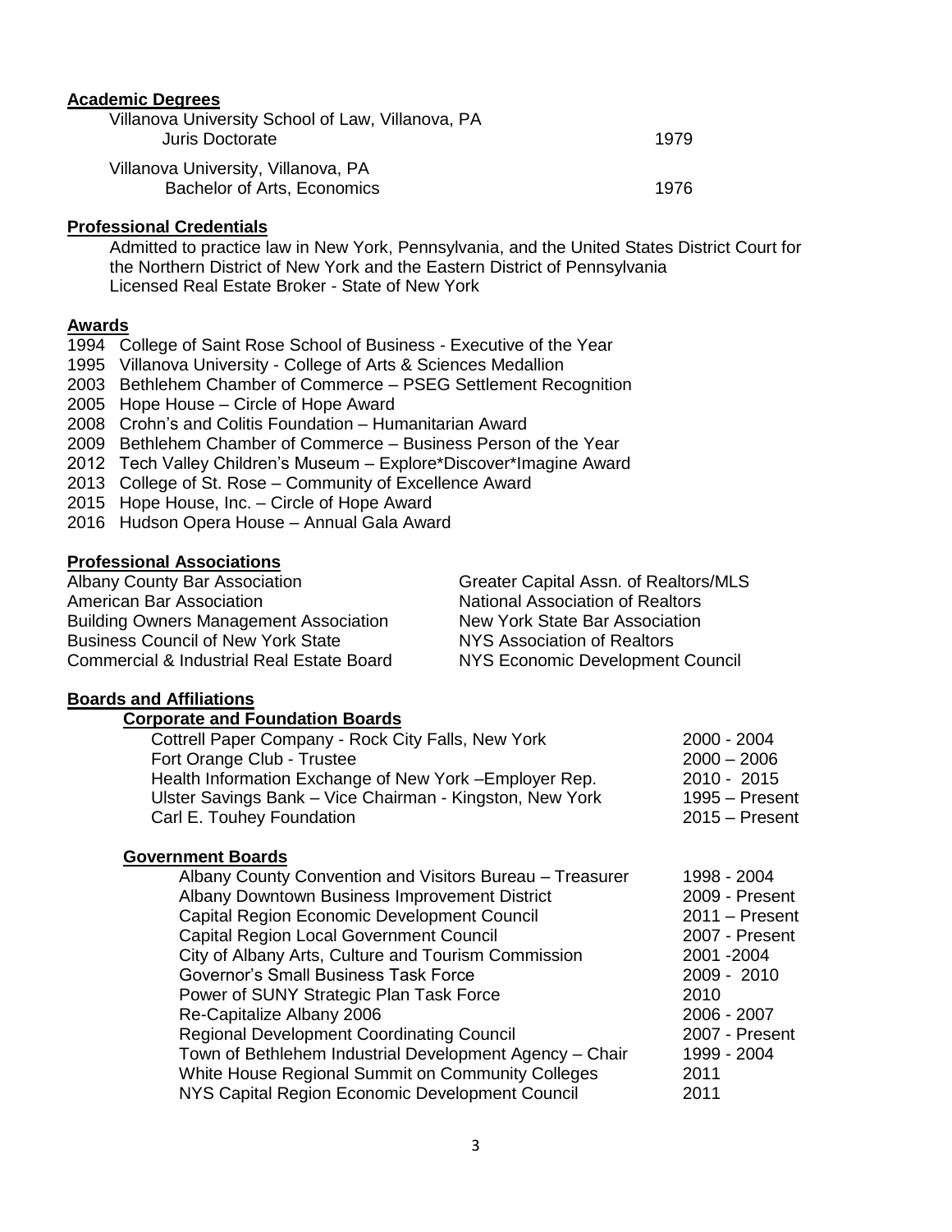## Academic Degrees

| | |
|---|---|
| Villanova University School of Law, Villanova, PA<br>Juris Doctorate | 1979 |
| Villanova University, Villanova, PA<br>Bachelor of Arts, Economics | 1976 |

## Professional Credentials

Admitted to practice law in New York, Pennsylvania, and the United States District Court for the Northern District of New York and the Eastern District of Pennsylvania
Licensed Real Estate Broker - State of New York

## Awards

- 1994 College of Saint Rose School of Business - Executive of the Year
- 1995 Villanova University - College of Arts & Sciences Medallion
- 2003 Bethlehem Chamber of Commerce – PSEG Settlement Recognition
- 2005 Hope House – Circle of Hope Award
- 2008 Crohn's and Colitis Foundation – Humanitarian Award
- 2009 Bethlehem Chamber of Commerce – Business Person of the Year
- 2012 Tech Valley Children's Museum – Explore*Discover*Imagine Award
- 2013 College of St. Rose – Community of Excellence Award
- 2015 Hope House, Inc. – Circle of Hope Award
- 2016 Hudson Opera House – Annual Gala Award

## Professional Associations

- Albany County Bar Association
- American Bar Association
- Building Owners Management Association
- Business Council of New York State
- Commercial & Industrial Real Estate Board
- Greater Capital Assn. of Realtors/MLS
- National Association of Realtors
- New York State Bar Association
- NYS Association of Realtors
- NYS Economic Development Council

## Boards and Affiliations

### Corporate and Foundation Boards

| | |
|---|---|
| Cottrell Paper Company - Rock City Falls, New York | 2000 - 2004 |
| Fort Orange Club - Trustee | 2000 – 2006 |
| Health Information Exchange of New York –Employer Rep. | 2010 - 2015 |
| Ulster Savings Bank – Vice Chairman - Kingston, New York | 1995 – Present |
| Carl E. Touhey Foundation | 2015 – Present |

### Government Boards

| | |
|---|---|
| Albany County Convention and Visitors Bureau – Treasurer | 1998 - 2004 |
| Albany Downtown Business Improvement District | 2009 - Present |
| Capital Region Economic Development Council | 2011 – Present |
| Capital Region Local Government Council | 2007 - Present |
| City of Albany Arts, Culture and Tourism Commission | 2001 -2004 |
| Governor's Small Business Task Force | 2009 - 2010 |
| Power of SUNY Strategic Plan Task Force | 2010 |
| Re-Capitalize Albany 2006 | 2006 - 2007 |
| Regional Development Coordinating Council | 2007 - Present |
| Town of Bethlehem Industrial Development Agency – Chair | 1999 - 2004 |
| White House Regional Summit on Community Colleges | 2011 |
| NYS Capital Region Economic Development Council | 2011 |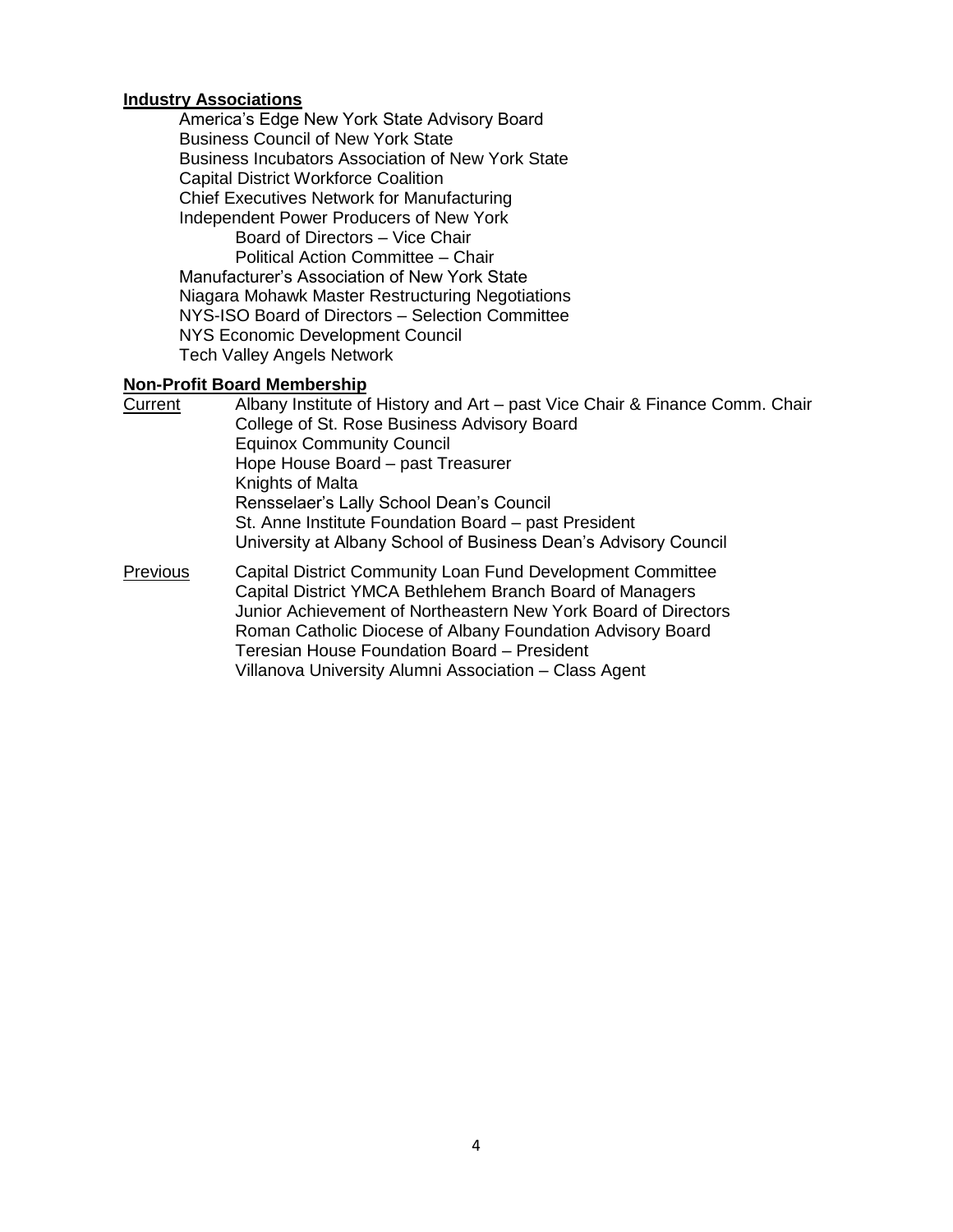**Industry Associations**

- America's Edge New York State Advisory Board
- Business Council of New York State
- Business Incubators Association of New York State
- Capital District Workforce Coalition
- Chief Executives Network for Manufacturing
- Independent Power Producers of New York
  - Board of Directors – Vice Chair
  - Political Action Committee – Chair
- Manufacturer's Association of New York State
- Niagara Mohawk Master Restructuring Negotiations
- NYS-ISO Board of Directors – Selection Committee
- NYS Economic Development Council
- Tech Valley Angels Network

**Non-Profit Board Membership**

Current

- Albany Institute of History and Art – past Vice Chair & Finance Comm. Chair
- College of St. Rose Business Advisory Board
- Equinox Community Council
- Hope House Board – past Treasurer
- Knights of Malta
- Rensselaer's Lally School Dean's Council
- St. Anne Institute Foundation Board – past President
- University at Albany School of Business Dean's Advisory Council

Previous

- Capital District Community Loan Fund Development Committee
- Capital District YMCA Bethlehem Branch Board of Managers
- Junior Achievement of Northeastern New York Board of Directors
- Roman Catholic Diocese of Albany Foundation Advisory Board
- Teresian House Foundation Board – President
- Villanova University Alumni Association – Class Agent